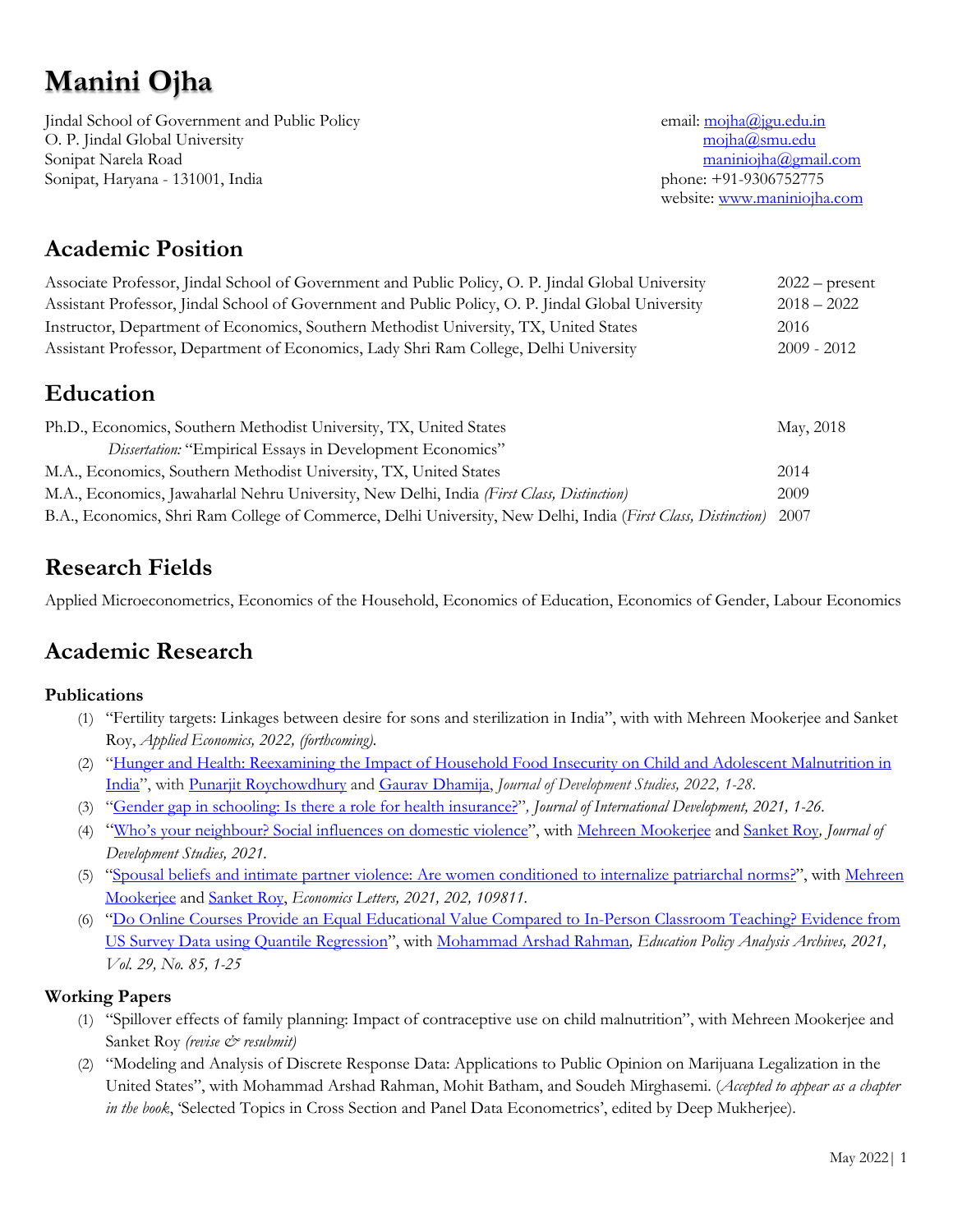# Manini Ojha

Jindal School of Government and Public Policy
O. P. Jindal Global University
Sonipat Narela Road
Sonipat, Haryana - 131001, India

email: [mojha@jgu.edu.in](mailto:mojha@jgu.edu.in)
[mojha@smu.edu](mailto:mojha@smu.edu)
[maniniojha@gmail.com](mailto:maniniojha@gmail.com)
phone: +91-9306752775
website: [www.maniniojha.com](http://www.maniniojha.com)

## Academic Position

| | |
|---|---|
| Associate Professor, Jindal School of Government and Public Policy, O. P. Jindal Global University | 2022 – present |
| Assistant Professor, Jindal School of Government and Public Policy, O. P. Jindal Global University | 2018 – 2022 |
| Instructor, Department of Economics, Southern Methodist University, TX, United States | 2016 |
| Assistant Professor, Department of Economics, Lady Shri Ram College, Delhi University | 2009 - 2012 |

## Education

| | |
|---|---|
| Ph.D., Economics, Southern Methodist University, TX, United States<br>*Dissertation:* "Empirical Essays in Development Economics" | May, 2018 |
| M.A., Economics, Southern Methodist University, TX, United States | 2014 |
| M.A., Economics, Jawaharlal Nehru University, New Delhi, India *(First Class, Distinction)* | 2009 |
| B.A., Economics, Shri Ram College of Commerce, Delhi University, New Delhi, India (*First Class, Distinction*) | 2007 |

## Research Fields

Applied Microeconometrics, Economics of the Household, Economics of Education, Economics of Gender, Labour Economics

## Academic Research

### Publications

1. "Fertility targets: Linkages between desire for sons and sterilization in India", with with Mehreen Mookerjee and Sanket Roy, *Applied Economics, 2022, (forthcoming).*
2. "Hunger and Health: Reexamining the Impact of Household Food Insecurity on Child and Adolescent Malnutrition in India", with Punarjit Roychowdhury and Gaurav Dhamija, *Journal of Development Studies, 2022, 1-28.*
3. "Gender gap in schooling: Is there a role for health insurance?", *Journal of International Development, 2021, 1-26.*
4. "Who's your neighbour? Social influences on domestic violence", with Mehreen Mookerjee and Sanket Roy, *Journal of Development Studies, 2021.*
5. "Spousal beliefs and intimate partner violence: Are women conditioned to internalize patriarchal norms?", with Mehreen Mookerjee and Sanket Roy, *Economics Letters, 2021, 202, 109811.*
6. "Do Online Courses Provide an Equal Educational Value Compared to In-Person Classroom Teaching? Evidence from US Survey Data using Quantile Regression", with Mohammad Arshad Rahman, *Education Policy Analysis Archives, 2021, Vol. 29, No. 85, 1-25*

### Working Papers

1. "Spillover effects of family planning: Impact of contraceptive use on child malnutrition", with Mehreen Mookerjee and Sanket Roy *(revise & resubmit)*
2. "Modeling and Analysis of Discrete Response Data: Applications to Public Opinion on Marijuana Legalization in the United States", with Mohammad Arshad Rahman, Mohit Batham, and Soudeh Mirghasemi. (*Accepted to appear as a chapter in the book*, 'Selected Topics in Cross Section and Panel Data Econometrics', edited by Deep Mukherjee).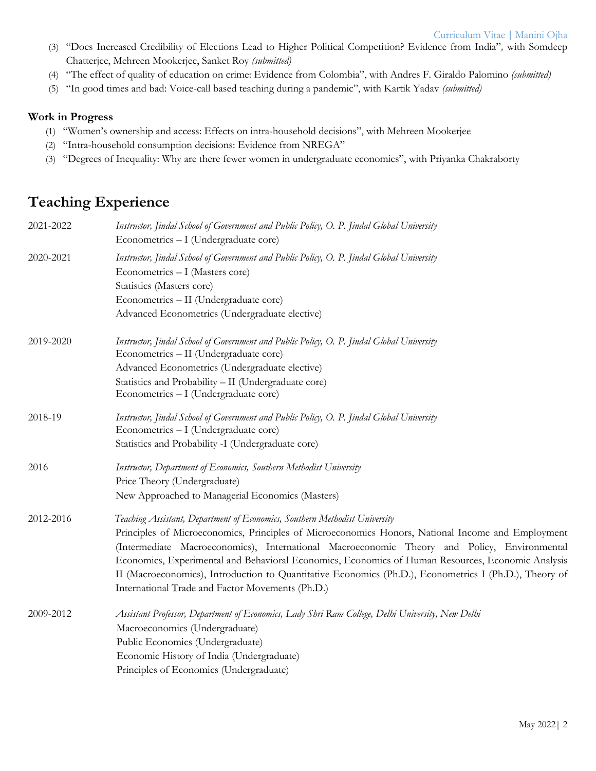(3) "Does Increased Credibility of Elections Lead to Higher Political Competition? Evidence from India", with Somdeep Chatterjee, Mehreen Mookerjee, Sanket Roy *(submitted)*
(4) "The effect of quality of education on crime: Evidence from Colombia", with Andres F. Giraldo Palomino *(submitted)*
(5) "In good times and bad: Voice-call based teaching during a pandemic", with Kartik Yadav *(submitted)*

### Work in Progress

(1) "Women's ownership and access: Effects on intra-household decisions", with Mehreen Mookerjee
(2) "Intra-household consumption decisions: Evidence from NREGA"
(3) "Degrees of Inequality: Why are there fewer women in undergraduate economics", with Priyanka Chakraborty

## Teaching Experience

**2021-2022**
*Instructor, Jindal School of Government and Public Policy, O. P. Jindal Global University*
Econometrics – I (Undergraduate core)

**2020-2021**
*Instructor, Jindal School of Government and Public Policy, O. P. Jindal Global University*
Econometrics – I (Masters core)
Statistics (Masters core)
Econometrics – II (Undergraduate core)
Advanced Econometrics (Undergraduate elective)

**2019-2020**
*Instructor, Jindal School of Government and Public Policy, O. P. Jindal Global University*
Econometrics – II (Undergraduate core)
Advanced Econometrics (Undergraduate elective)
Statistics and Probability – II (Undergraduate core)
Econometrics – I (Undergraduate core)

**2018-19**
*Instructor, Jindal School of Government and Public Policy, O. P. Jindal Global University*
Econometrics – I (Undergraduate core)
Statistics and Probability -I (Undergraduate core)

**2016**
*Instructor, Department of Economics, Southern Methodist University*
Price Theory (Undergraduate)
New Approached to Managerial Economics (Masters)

**2012-2016**
*Teaching Assistant, Department of Economics, Southern Methodist University*
Principles of Microeconomics, Principles of Microeconomics Honors, National Income and Employment (Intermediate Macroeconomics), International Macroeconomic Theory and Policy, Environmental Economics, Experimental and Behavioral Economics, Economics of Human Resources, Economic Analysis II (Macroeconomics), Introduction to Quantitative Economics (Ph.D.), Econometrics I (Ph.D.), Theory of International Trade and Factor Movements (Ph.D.)

**2009-2012**
*Assistant Professor, Department of Economics, Lady Shri Ram College, Delhi University, New Delhi*
Macroeconomics (Undergraduate)
Public Economics (Undergraduate)
Economic History of India (Undergraduate)
Principles of Economics (Undergraduate)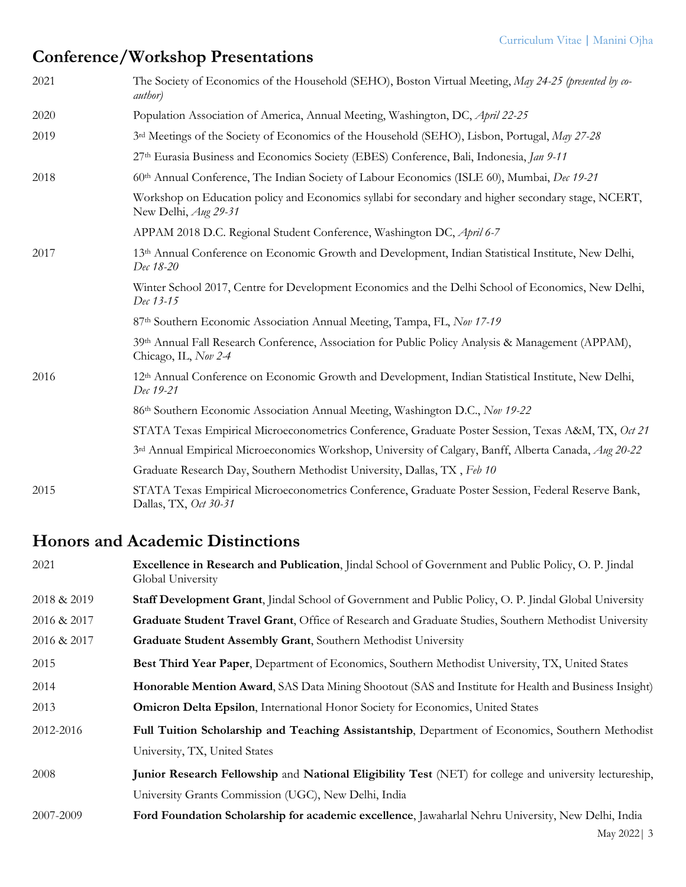## Conference/Workshop Presentations

| | |
|---|---|
| 2021 | The Society of Economics of the Household (SEHO), Boston Virtual Meeting, *May 24-25 (presented by co-author)* |
| 2020 | Population Association of America, Annual Meeting, Washington, DC, *April 22-25* |
| 2019 | 3rd Meetings of the Society of Economics of the Household (SEHO), Lisbon, Portugal, *May 27-28* |
| | 27th Eurasia Business and Economics Society (EBES) Conference, Bali, Indonesia, *Jan 9-11* |
| 2018 | 60th Annual Conference, The Indian Society of Labour Economics (ISLE 60), Mumbai, *Dec 19-21* |
| | Workshop on Education policy and Economics syllabi for secondary and higher secondary stage, NCERT, New Delhi, *Aug 29-31* |
| | APPAM 2018 D.C. Regional Student Conference, Washington DC, *April 6-7* |
| 2017 | 13th Annual Conference on Economic Growth and Development, Indian Statistical Institute, New Delhi, *Dec 18-20* |
| | Winter School 2017, Centre for Development Economics and the Delhi School of Economics, New Delhi, *Dec 13-15* |
| | 87th Southern Economic Association Annual Meeting, Tampa, FL, *Nov 17-19* |
| | 39th Annual Fall Research Conference, Association for Public Policy Analysis & Management (APPAM), Chicago, IL, *Nov 2-4* |
| 2016 | 12th Annual Conference on Economic Growth and Development, Indian Statistical Institute, New Delhi, *Dec 19-21* |
| | 86th Southern Economic Association Annual Meeting, Washington D.C., *Nov 19-22* |
| | STATA Texas Empirical Microeconometrics Conference, Graduate Poster Session, Texas A&M, TX, *Oct 21* |
| | 3rd Annual Empirical Microeconomics Workshop, University of Calgary, Banff, Alberta Canada, *Aug 20-22* |
| | Graduate Research Day, Southern Methodist University, Dallas, TX , *Feb 10* |
| 2015 | STATA Texas Empirical Microeconometrics Conference, Graduate Poster Session, Federal Reserve Bank, Dallas, TX, *Oct 30-31* |

## Honors and Academic Distinctions

| | |
|---|---|
| 2021 | **Excellence in Research and Publication**, Jindal School of Government and Public Policy, O. P. Jindal Global University |
| 2018 & 2019 | **Staff Development Grant**, Jindal School of Government and Public Policy, O. P. Jindal Global University |
| 2016 & 2017 | **Graduate Student Travel Grant**, Office of Research and Graduate Studies, Southern Methodist University |
| 2016 & 2017 | **Graduate Student Assembly Grant**, Southern Methodist University |
| 2015 | **Best Third Year Paper**, Department of Economics, Southern Methodist University, TX, United States |
| 2014 | **Honorable Mention Award**, SAS Data Mining Shootout (SAS and Institute for Health and Business Insight) |
| 2013 | **Omicron Delta Epsilon**, International Honor Society for Economics, United States |
| 2012-2016 | **Full Tuition Scholarship and Teaching Assistantship**, Department of Economics, Southern Methodist University, TX, United States |
| 2008 | **Junior Research Fellowship** and **National Eligibility Test** (NET) for college and university lectureship, University Grants Commission (UGC), New Delhi, India |
| 2007-2009 | **Ford Foundation Scholarship for academic excellence**, Jawaharlal Nehru University, New Delhi, India |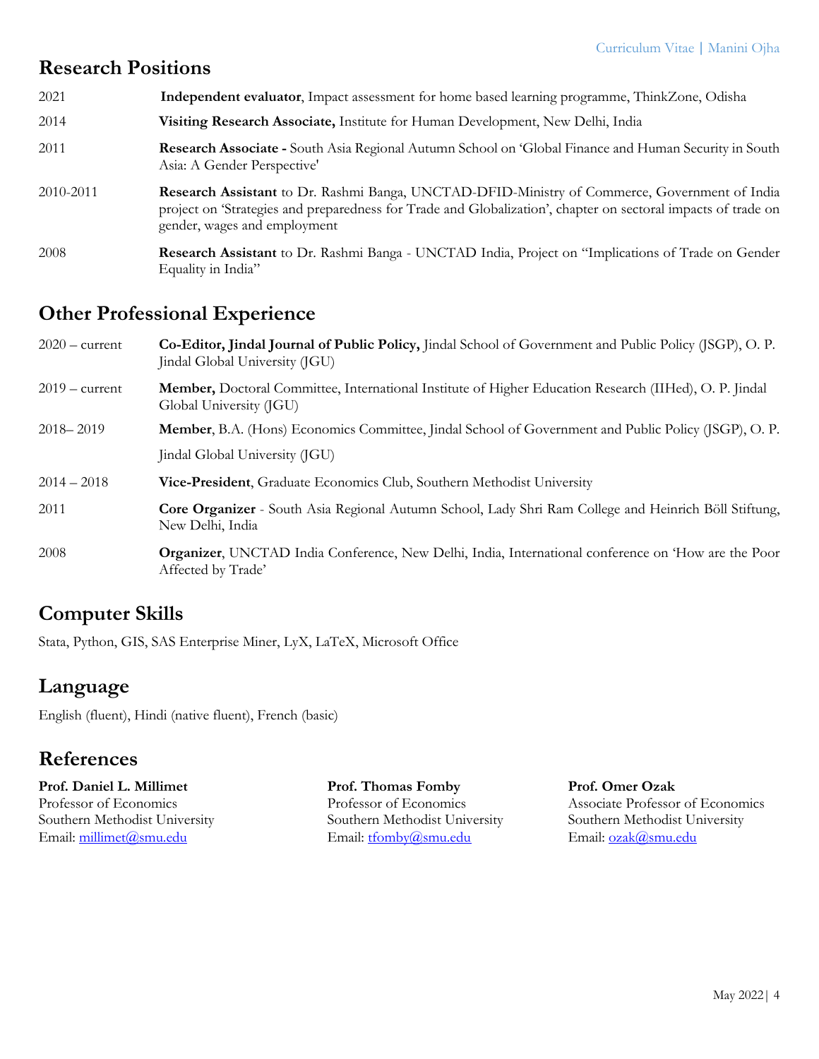## Research Positions

| | |
|---|---|
| 2021 | **Independent evaluator**, Impact assessment for home based learning programme, ThinkZone, Odisha |
| 2014 | **Visiting Research Associate,** Institute for Human Development, New Delhi, India |
| 2011 | **Research Associate -** South Asia Regional Autumn School on 'Global Finance and Human Security in South Asia: A Gender Perspective' |
| 2010-2011 | **Research Assistant** to Dr. Rashmi Banga, UNCTAD-DFID-Ministry of Commerce, Government of India project on 'Strategies and preparedness for Trade and Globalization', chapter on sectoral impacts of trade on gender, wages and employment |
| 2008 | **Research Assistant** to Dr. Rashmi Banga - UNCTAD India, Project on "Implications of Trade on Gender Equality in India" |

## Other Professional Experience

| | |
|---|---|
| 2020 – current | **Co-Editor, Jindal Journal of Public Policy,** Jindal School of Government and Public Policy (JSGP), O. P. Jindal Global University (JGU) |
| 2019 – current | **Member,** Doctoral Committee, International Institute of Higher Education Research (IIHed), O. P. Jindal Global University (JGU) |
| 2018– 2019 | **Member**, B.A. (Hons) Economics Committee, Jindal School of Government and Public Policy (JSGP), O. P. Jindal Global University (JGU) |
| 2014 – 2018 | **Vice-President**, Graduate Economics Club, Southern Methodist University |
| 2011 | **Core Organizer** - South Asia Regional Autumn School, Lady Shri Ram College and Heinrich Böll Stiftung, New Delhi, India |
| 2008 | **Organizer**, UNCTAD India Conference, New Delhi, India, International conference on 'How are the Poor Affected by Trade' |

## Computer Skills

Stata, Python, GIS, SAS Enterprise Miner, LyX, LaTeX, Microsoft Office

## Language

English (fluent), Hindi (native fluent), French (basic)

## References

**Prof. Daniel L. Millimet**
Professor of Economics
Southern Methodist University
Email: millimet@smu.edu

**Prof. Thomas Fomby**
Professor of Economics
Southern Methodist University
Email: tfomby@smu.edu

**Prof. Omer Ozak**
Associate Professor of Economics
Southern Methodist University
Email: ozak@smu.edu